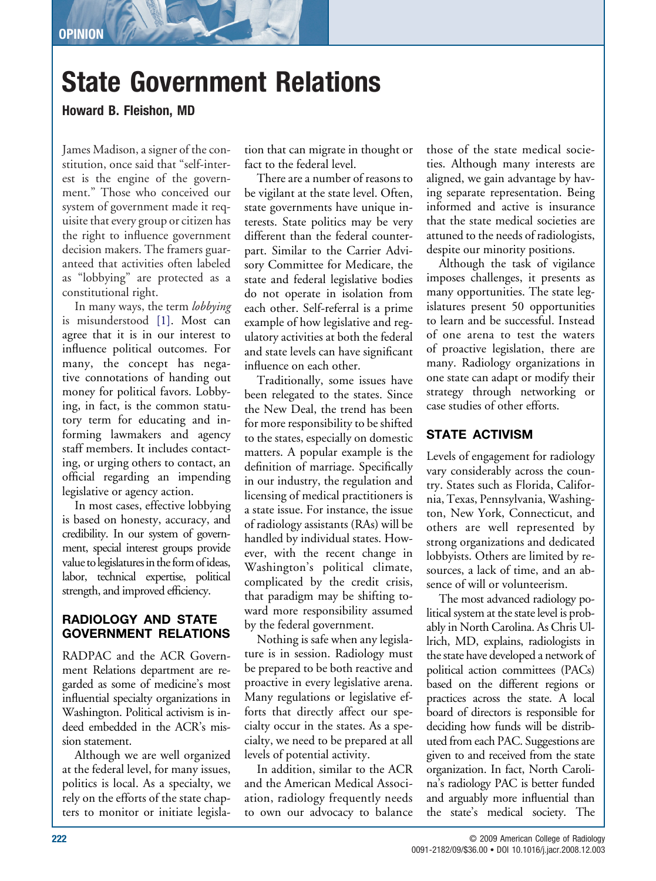# State Government Relations

**Howard B. Fleishon, MD**

James Madison, a signer of the constitution, once said that "self-interest is the engine of the government." Those who conceived our system of government made it requisite that every group or citizen has the right to influence government decision makers. The framers guaranteed that activities often labeled as "lobbying" are protected as a constitutional right.

In many ways, the term *lobbying* is misunderstood [1]. Most can agree that it is in our interest to influence political outcomes. For many, the concept has negative connotations of handing out money for political favors. Lobbying, in fact, is the common statutory term for educating and informing lawmakers and agency staff members. It includes contacting, or urging others to contact, an official regarding an impending legislative or agency action.

In most cases, effective lobbying is based on honesty, accuracy, and credibility. In our system of government, special interest groups provide value to legislatures in the form of ideas, labor, technical expertise, political strength, and improved efficiency.

## RADIOLOGY AND STATE GOVERNMENT RELATIONS

RADPAC and the ACR Government Relations department are regarded as some of medicine's most influential specialty organizations in Washington. Political activism is indeed embedded in the ACR's mission statement.

Although we are well organized at the federal level, for many issues, politics is local. As a specialty, we rely on the efforts of the state chapters to monitor or initiate legislation that can migrate in thought or fact to the federal level.

There are a number of reasons to be vigilant at the state level. Often, state governments have unique interests. State politics may be very different than the federal counterpart. Similar to the Carrier Advisory Committee for Medicare, the state and federal legislative bodies do not operate in isolation from each other. Self-referral is a prime example of how legislative and regulatory activities at both the federal and state levels can have significant influence on each other.

Traditionally, some issues have been relegated to the states. Since the New Deal, the trend has been for more responsibility to be shifted to the states, especially on domestic matters. A popular example is the definition of marriage. Specifically in our industry, the regulation and licensing of medical practitioners is a state issue. For instance, the issue of radiology assistants (RAs) will be handled by individual states. However, with the recent change in Washington's political climate, complicated by the credit crisis, that paradigm may be shifting toward more responsibility assumed by the federal government.

Nothing is safe when any legislature is in session. Radiology must be prepared to be both reactive and proactive in every legislative arena. Many regulations or legislative efforts that directly affect our specialty occur in the states. As a specialty, we need to be prepared at all levels of potential activity.

In addition, similar to the ACR and the American Medical Association, radiology frequently needs to own our advocacy to balance those of the state medical societies. Although many interests are aligned, we gain advantage by having separate representation. Being informed and active is insurance that the state medical societies are attuned to the needs of radiologists, despite our minority positions.

Although the task of vigilance imposes challenges, it presents as many opportunities. The state legislatures present 50 opportunities to learn and be successful. Instead of one arena to test the waters of proactive legislation, there are many. Radiology organizations in one state can adapt or modify their strategy through networking or case studies of other efforts.

## STATE ACTIVISM

Levels of engagement for radiology vary considerably across the country. States such as Florida, California, Texas, Pennsylvania, Washington, New York, Connecticut, and others are well represented by strong organizations and dedicated lobbyists. Others are limited by resources, a lack of time, and an absence of will or volunteerism.

The most advanced radiology political system at the state level is probably in North Carolina. As Chris Ullrich, MD, explains, radiologists in the state have developed a network of political action committees (PACs) based on the different regions or practices across the state. A local board of directors is responsible for deciding how funds will be distributed from each PAC. Suggestions are given to and received from the state organization. In fact, North Carolina's radiology PAC is better funded and arguably more influential than the state's medical society. The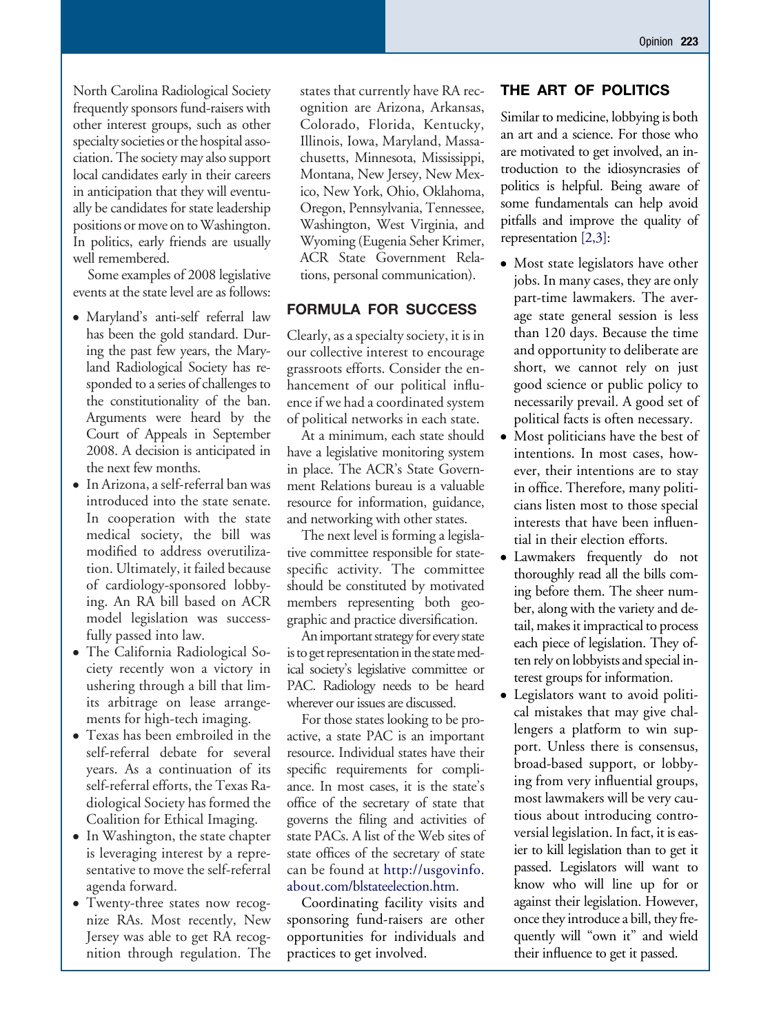North Carolina Radiological Society frequently sponsors fund-raisers with other interest groups, such as other specialty societies or the hospital association. The society may also support local candidates early in their careers in anticipation that they will eventually be candidates for state leadership positions or move on to Washington. In politics, early friends are usually well remembered.

Some examples of 2008 legislative events at the state level are as follows:

- Maryland's anti-self referral law has been the gold standard. During the past few years, the Maryland Radiological Society has responded to a series of challenges to the constitutionality of the ban. Arguments were heard by the Court of Appeals in September 2008. A decision is anticipated in the next few months.
- In Arizona, a self-referral ban was introduced into the state senate. In cooperation with the state medical society, the bill was modified to address overutilization. Ultimately, it failed because of cardiology-sponsored lobbying. An RA bill based on ACR model legislation was successfully passed into law.
- The California Radiological Society recently won a victory in ushering through a bill that limits arbitrage on lease arrangements for high-tech imaging.
- Texas has been embroiled in the self-referral debate for several years. As a continuation of its self-referral efforts, the Texas Radiological Society has formed the Coalition for Ethical Imaging.
- In Washington, the state chapter is leveraging interest by a representative to move the self-referral agenda forward.
- Twenty-three states now recognize RAs. Most recently, New Jersey was able to get RA recognition through regulation. The states that currently have RA recognition are Arizona, Arkansas, Colorado, Florida, Kentucky, Illinois, Iowa, Maryland, Massachusetts, Minnesota, Mississippi, Montana, New Jersey, New Mexico, New York, Ohio, Oklahoma, Oregon, Pennsylvania, Tennessee, Washington, West Virginia, and Wyoming (Eugenia Seher Krimer, ACR State Government Relations, personal communication).

## FORMULA FOR SUCCESS

Clearly, as a specialty society, it is in our collective interest to encourage grassroots efforts. Consider the enhancement of our political influence if we had a coordinated system of political networks in each state.

At a minimum, each state should have a legislative monitoring system in place. The ACR's State Government Relations bureau is a valuable resource for information, guidance, and networking with other states.

The next level is forming a legislative committee responsible for state-specific activity. The committee should be constituted by motivated members representing both geographic and practice diversification.

An important strategy for every state is to get representation in the state medical society's legislative committee or PAC. Radiology needs to be heard wherever our issues are discussed.

For those states looking to be proactive, a state PAC is an important resource. Individual states have their specific requirements for compliance. In most cases, it is the state's office of the secretary of state that governs the filing and activities of state PACs. A list of the Web sites of state offices of the secretary of state can be found at http://usgovinfo.about.com/blstateelection.htm.

Coordinating facility visits and sponsoring fund-raisers are other opportunities for individuals and practices to get involved.

## THE ART OF POLITICS

Similar to medicine, lobbying is both an art and a science. For those who are motivated to get involved, an introduction to the idiosyncrasies of politics is helpful. Being aware of some fundamentals can help avoid pitfalls and improve the quality of representation [2,3]:

- Most state legislators have other jobs. In many cases, they are only part-time lawmakers. The average state general session is less than 120 days. Because the time and opportunity to deliberate are short, we cannot rely on just good science or public policy to necessarily prevail. A good set of political facts is often necessary.
- Most politicians have the best of intentions. In most cases, however, their intentions are to stay in office. Therefore, many politicians listen most to those special interests that have been influential in their election efforts.
- Lawmakers frequently do not thoroughly read all the bills coming before them. The sheer number, along with the variety and detail, makes it impractical to process each piece of legislation. They often rely on lobbyists and special interest groups for information.
- Legislators want to avoid political mistakes that may give challengers a platform to win support. Unless there is consensus, broad-based support, or lobbying from very influential groups, most lawmakers will be very cautious about introducing controversial legislation. In fact, it is easier to kill legislation than to get it passed. Legislators will want to know who will line up for or against their legislation. However, once they introduce a bill, they frequently will "own it" and wield their influence to get it passed.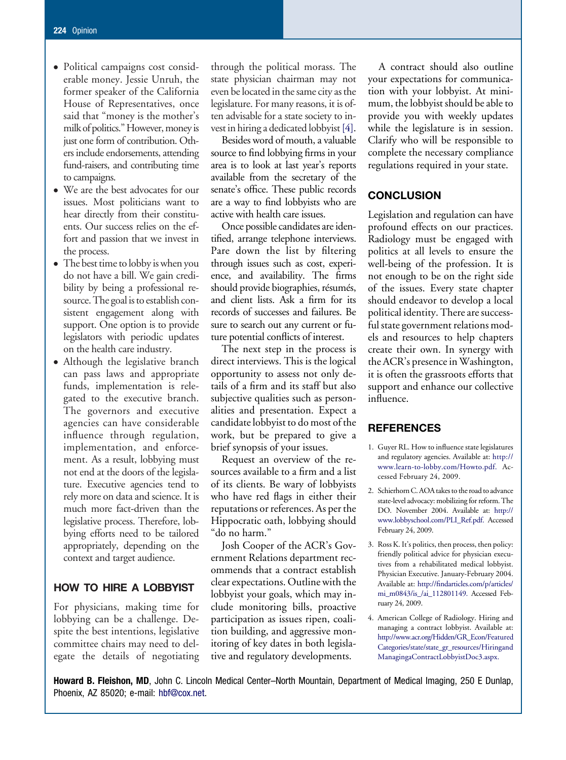- Political campaigns cost considerable money. Jessie Unruh, the former speaker of the California House of Representatives, once said that "money is the mother's milk of politics." However, money is just one form of contribution. Others include endorsements, attending fund-raisers, and contributing time to campaigns.
- We are the best advocates for our issues. Most politicians want to hear directly from their constituents. Our success relies on the effort and passion that we invest in the process.
- The best time to lobby is when you do not have a bill. We gain credibility by being a professional resource. The goal is to establish consistent engagement along with support. One option is to provide legislators with periodic updates on the health care industry.
- Although the legislative branch can pass laws and appropriate funds, implementation is relegated to the executive branch. The governors and executive agencies can have considerable influence through regulation, implementation, and enforcement. As a result, lobbying must not end at the doors of the legislature. Executive agencies tend to rely more on data and science. It is much more fact-driven than the legislative process. Therefore, lobbying efforts need to be tailored appropriately, depending on the context and target audience.

## HOW TO HIRE A LOBBYIST

For physicians, making time for lobbying can be a challenge. Despite the best intentions, legislative committee chairs may need to delegate the details of negotiating through the political morass. The state physician chairman may not even be located in the same city as the legislature. For many reasons, it is often advisable for a state society to invest in hiring a dedicated lobbyist [4].

Besides word of mouth, a valuable source to find lobbying firms in your area is to look at last year's reports available from the secretary of the senate's office. These public records are a way to find lobbyists who are active with health care issues.

Once possible candidates are identified, arrange telephone interviews. Pare down the list by filtering through issues such as cost, experience, and availability. The firms should provide biographies, résumés, and client lists. Ask a firm for its records of successes and failures. Be sure to search out any current or future potential conflicts of interest.

The next step in the process is direct interviews. This is the logical opportunity to assess not only details of a firm and its staff but also subjective qualities such as personalities and presentation. Expect a candidate lobbyist to do most of the work, but be prepared to give a brief synopsis of your issues.

Request an overview of the resources available to a firm and a list of its clients. Be wary of lobbyists who have red flags in either their reputations or references. As per the Hippocratic oath, lobbying should "do no harm."

Josh Cooper of the ACR's Government Relations department recommends that a contract establish clear expectations. Outline with the lobbyist your goals, which may include monitoring bills, proactive participation as issues ripen, coalition building, and aggressive monitoring of key dates in both legislative and regulatory developments.

A contract should also outline your expectations for communication with your lobbyist. At minimum, the lobbyist should be able to provide you with weekly updates while the legislature is in session. Clarify who will be responsible to complete the necessary compliance regulations required in your state.

## CONCLUSION

Legislation and regulation can have profound effects on our practices. Radiology must be engaged with politics at all levels to ensure the well-being of the profession. It is not enough to be on the right side of the issues. Every state chapter should endeavor to develop a local political identity. There are successful state government relations models and resources to help chapters create their own. In synergy with the ACR's presence in Washington, it is often the grassroots efforts that support and enhance our collective influence.

## REFERENCES

1. Guyer RL. How to influence state legislatures and regulatory agencies. Available at: http://www.learn-to-lobby.com/Howto.pdf. Accessed February 24, 2009.
2. Schierhorn C. AOA takes to the road to advance state-level advocacy: mobilizing for reform. The DO. November 2004. Available at: http://www.lobbyschool.com/PLI_Ref.pdf. Accessed February 24, 2009.
3. Ross K. It's politics, then process, then policy: friendly political advice for physician executives from a rehabilitated medical lobbyist. Physician Executive. January-February 2004. Available at: http://findarticles.com/p/articles/mi_m0843/is_/ai_112801149. Accessed February 24, 2009.
4. American College of Radiology. Hiring and managing a contract lobbyist. Available at: http://www.acr.org/Hidden/GR_Econ/FeaturedCategories/state/state_gr_resources/HiringandManagingaContractLobbyistDoc3.aspx.

**Howard B. Fleishon, MD**, John C. Lincoln Medical Center–North Mountain, Department of Medical Imaging, 250 E Dunlap, Phoenix, AZ 85020; e-mail: hbf@cox.net.